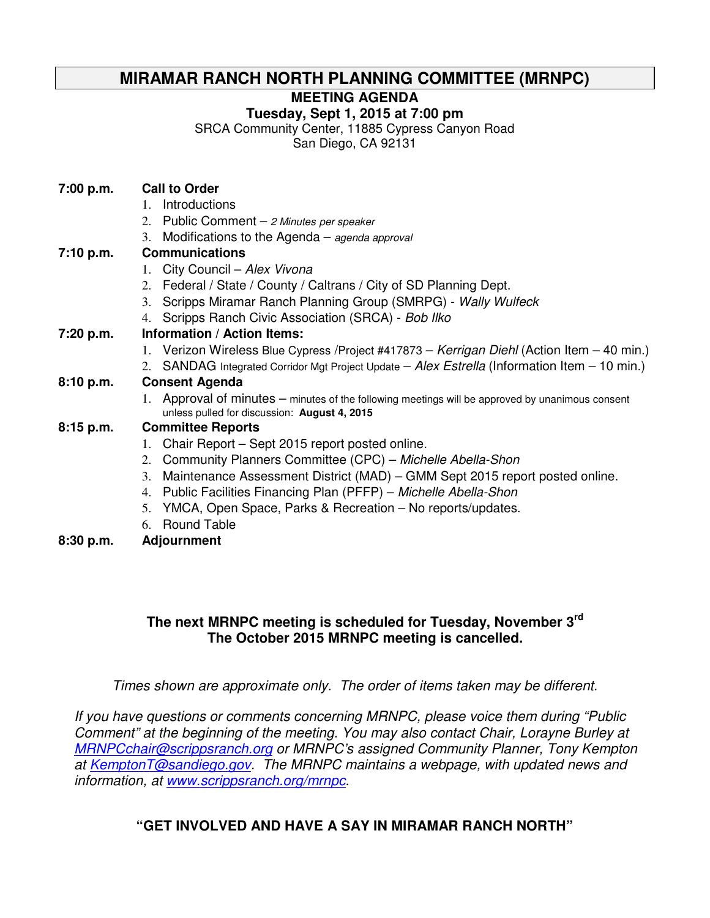# MIRAMAR RANCH NORTH PLANNING COMMITTEE (MRNPC)

**MEETING AGENDA**

**Tuesday, Sept 1, 2015 at 7:00 pm**

SRCA Community Center, 11885 Cypress Canyon Road
San Diego, CA 92131

**7:00 p.m.** **Call to Order**

1. Introductions
2. Public Comment – *2 Minutes per speaker*
3. Modifications to the Agenda – *agenda approval*

**7:10 p.m.** **Communications**

1. City Council – *Alex Vivona*
2. Federal / State / County / Caltrans / City of SD Planning Dept.
3. Scripps Miramar Ranch Planning Group (SMRPG) - *Wally Wulfeck*
4. Scripps Ranch Civic Association (SRCA) - *Bob Ilko*

**7:20 p.m.** **Information / Action Items:**

1. Verizon Wireless Blue Cypress /Project #417873 – *Kerrigan Diehl* (Action Item – 40 min.)
2. SANDAG Integrated Corridor Mgt Project Update – *Alex Estrella* (Information Item – 10 min.)

**8:10 p.m.** **Consent Agenda**

1. Approval of minutes – minutes of the following meetings will be approved by unanimous consent unless pulled for discussion: **August 4, 2015**

**8:15 p.m.** **Committee Reports**

1. Chair Report – Sept 2015 report posted online.
2. Community Planners Committee (CPC) – *Michelle Abella-Shon*
3. Maintenance Assessment District (MAD) – GMM Sept 2015 report posted online.
4. Public Facilities Financing Plan (PFFP) – *Michelle Abella-Shon*
5. YMCA, Open Space, Parks & Recreation – No reports/updates.
6. Round Table

**8:30 p.m.** **Adjournment**

**The next MRNPC meeting is scheduled for Tuesday, November 3rd**
**The October 2015 MRNPC meeting is cancelled.**

*Times shown are approximate only. The order of items taken may be different.*

*If you have questions or comments concerning MRNPC, please voice them during "Public Comment" at the beginning of the meeting. You may also contact Chair, Lorayne Burley at MRNPCchair@scrippsranch.org or MRNPC's assigned Community Planner, Tony Kempton at KemptonT@sandiego.gov. The MRNPC maintains a webpage, with updated news and information, at www.scrippsranch.org/mrnpc.*

**"GET INVOLVED AND HAVE A SAY IN MIRAMAR RANCH NORTH"**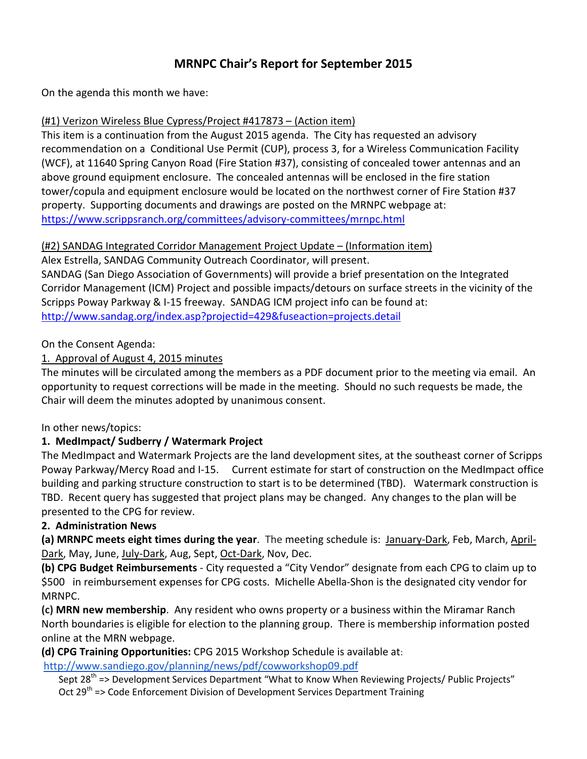# MRNPC Chair's Report for September 2015

On the agenda this month we have:

(#1) Verizon Wireless Blue Cypress/Project #417873 – (Action item)

This item is a continuation from the August 2015 agenda. The City has requested an advisory recommendation on a Conditional Use Permit (CUP), process 3, for a Wireless Communication Facility (WCF), at 11640 Spring Canyon Road (Fire Station #37), consisting of concealed tower antennas and an above ground equipment enclosure. The concealed antennas will be enclosed in the fire station tower/copula and equipment enclosure would be located on the northwest corner of Fire Station #37 property. Supporting documents and drawings are posted on the MRNPC webpage at: https://www.scrippsranch.org/committees/advisory-committees/mrnpc.html

(#2) SANDAG Integrated Corridor Management Project Update – (Information item)

Alex Estrella, SANDAG Community Outreach Coordinator, will present.

SANDAG (San Diego Association of Governments) will provide a brief presentation on the Integrated Corridor Management (ICM) Project and possible impacts/detours on surface streets in the vicinity of the Scripps Poway Parkway & I-15 freeway. SANDAG ICM project info can be found at: http://www.sandag.org/index.asp?projectid=429&fuseaction=projects.detail

On the Consent Agenda:

1. Approval of August 4, 2015 minutes

The minutes will be circulated among the members as a PDF document prior to the meeting via email. An opportunity to request corrections will be made in the meeting. Should no such requests be made, the Chair will deem the minutes adopted by unanimous consent.

In other news/topics:

**1. MedImpact/ Sudberry / Watermark Project**

The MedImpact and Watermark Projects are the land development sites, at the southeast corner of Scripps Poway Parkway/Mercy Road and I-15. Current estimate for start of construction on the MedImpact office building and parking structure construction to start is to be determined (TBD). Watermark construction is TBD. Recent query has suggested that project plans may be changed. Any changes to the plan will be presented to the CPG for review.

**2. Administration News**

**(a) MRNPC meets eight times during the year**. The meeting schedule is: January-Dark, Feb, March, April-Dark, May, June, July-Dark, Aug, Sept, Oct-Dark, Nov, Dec.

**(b) CPG Budget Reimbursements** - City requested a "City Vendor" designate from each CPG to claim up to $500 in reimbursement expenses for CPG costs. Michelle Abella-Shon is the designated city vendor for MRNPC.

**(c) MRN new membership**. Any resident who owns property or a business within the Miramar Ranch North boundaries is eligible for election to the planning group. There is membership information posted online at the MRN webpage.

**(d) CPG Training Opportunities:** CPG 2015 Workshop Schedule is available at: http://www.sandiego.gov/planning/news/pdf/cowworkshop09.pdf

Sept 28th => Development Services Department "What to Know When Reviewing Projects/ Public Projects"

Oct 29th => Code Enforcement Division of Development Services Department Training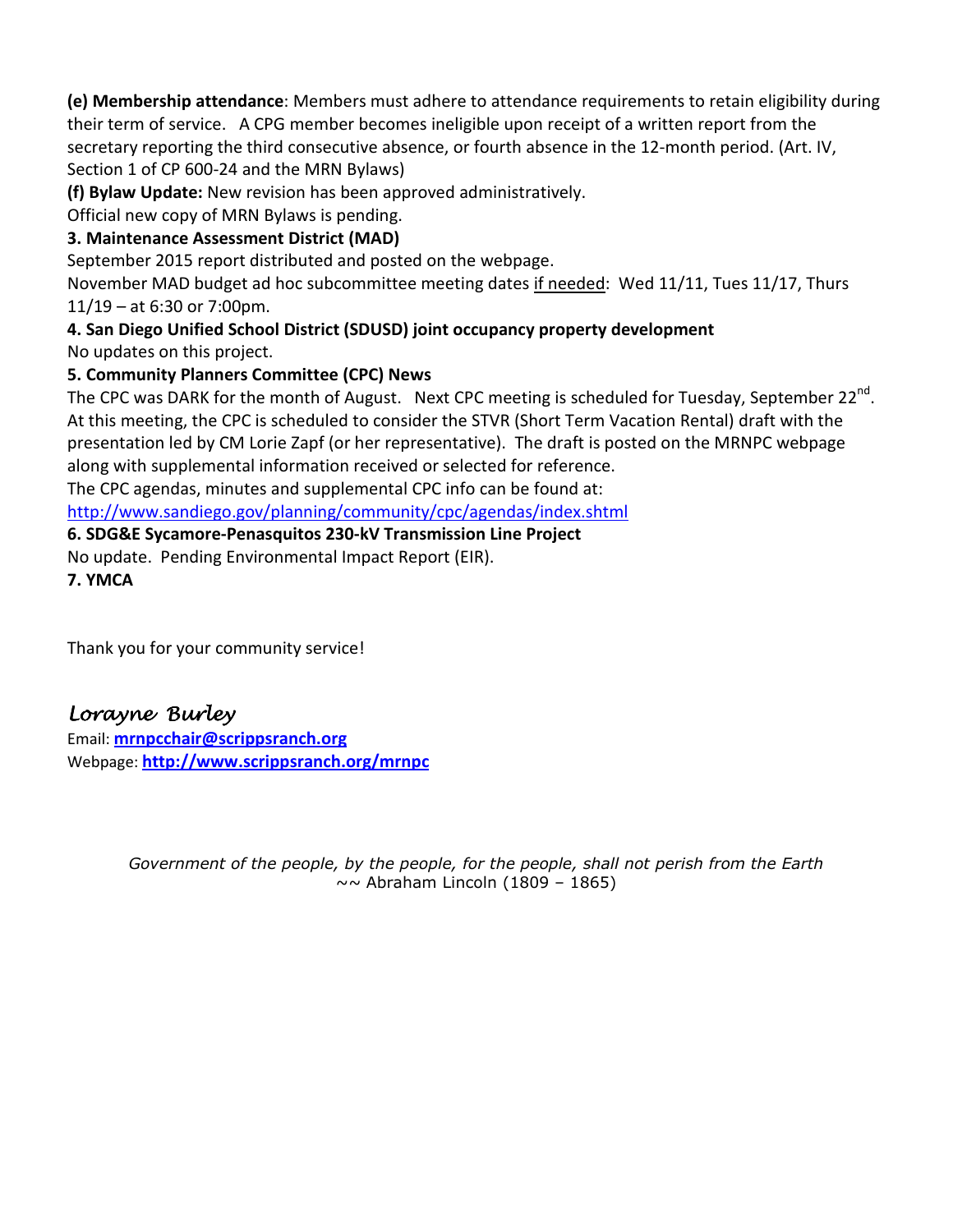**(e) Membership attendance**: Members must adhere to attendance requirements to retain eligibility during their term of service. A CPG member becomes ineligible upon receipt of a written report from the secretary reporting the third consecutive absence, or fourth absence in the 12-month period. (Art. IV, Section 1 of CP 600-24 and the MRN Bylaws)

**(f) Bylaw Update:** New revision has been approved administratively.
Official new copy of MRN Bylaws is pending.

**3. Maintenance Assessment District (MAD)**

September 2015 report distributed and posted on the webpage.
November MAD budget ad hoc subcommittee meeting dates if needed: Wed 11/11, Tues 11/17, Thurs 11/19 – at 6:30 or 7:00pm.

**4. San Diego Unified School District (SDUSD) joint occupancy property development**

No updates on this project.

**5. Community Planners Committee (CPC) News**

The CPC was DARK for the month of August. Next CPC meeting is scheduled for Tuesday, September 22nd. At this meeting, the CPC is scheduled to consider the STVR (Short Term Vacation Rental) draft with the presentation led by CM Lorie Zapf (or her representative). The draft is posted on the MRNPC webpage along with supplemental information received or selected for reference.
The CPC agendas, minutes and supplemental CPC info can be found at:
http://www.sandiego.gov/planning/community/cpc/agendas/index.shtml

**6. SDG&E Sycamore-Penasquitos 230-kV Transmission Line Project**

No update. Pending Environmental Impact Report (EIR).

**7. YMCA**

Thank you for your community service!

*Lorayne Burley*
Email: **mrnpcchair@scrippsranch.org**
Webpage: **http://www.scrippsranch.org/mrnpc**

*Government of the people, by the people, for the people, shall not perish from the Earth*
~~ Abraham Lincoln (1809 – 1865)